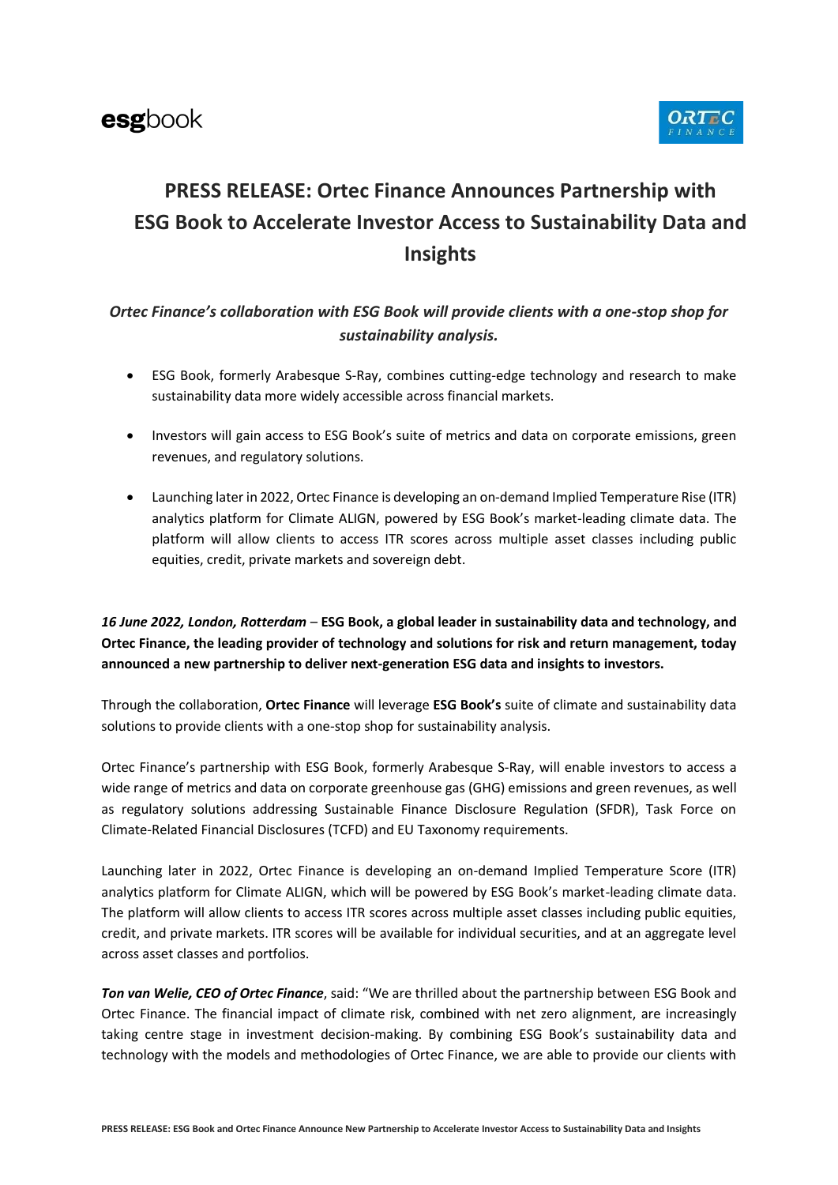# PRESS RELEASE: Ortec Finance Announces Partnership with ESG Book to Accelerate Investor Access to Sustainability Data and Insights

***Ortec Finance's collaboration with ESG Book will provide clients with a one-stop shop for sustainability analysis.***

- ESG Book, formerly Arabesque S-Ray, combines cutting-edge technology and research to make sustainability data more widely accessible across financial markets.
- Investors will gain access to ESG Book's suite of metrics and data on corporate emissions, green revenues, and regulatory solutions.
- Launching later in 2022, Ortec Finance is developing an on-demand Implied Temperature Rise (ITR) analytics platform for Climate ALIGN, powered by ESG Book's market-leading climate data. The platform will allow clients to access ITR scores across multiple asset classes including public equities, credit, private markets and sovereign debt.

***16 June 2022, London, Rotterdam*** – **ESG Book, a global leader in sustainability data and technology, and Ortec Finance, the leading provider of technology and solutions for risk and return management, today announced a new partnership to deliver next-generation ESG data and insights to investors.**

Through the collaboration, **Ortec Finance** will leverage **ESG Book's** suite of climate and sustainability data solutions to provide clients with a one-stop shop for sustainability analysis.

Ortec Finance's partnership with ESG Book, formerly Arabesque S-Ray, will enable investors to access a wide range of metrics and data on corporate greenhouse gas (GHG) emissions and green revenues, as well as regulatory solutions addressing Sustainable Finance Disclosure Regulation (SFDR), Task Force on Climate-Related Financial Disclosures (TCFD) and EU Taxonomy requirements.

Launching later in 2022, Ortec Finance is developing an on-demand Implied Temperature Score (ITR) analytics platform for Climate ALIGN, which will be powered by ESG Book's market-leading climate data. The platform will allow clients to access ITR scores across multiple asset classes including public equities, credit, and private markets. ITR scores will be available for individual securities, and at an aggregate level across asset classes and portfolios.

***Ton van Welie, CEO of Ortec Finance***, said: "We are thrilled about the partnership between ESG Book and Ortec Finance. The financial impact of climate risk, combined with net zero alignment, are increasingly taking centre stage in investment decision-making. By combining ESG Book's sustainability data and technology with the models and methodologies of Ortec Finance, we are able to provide our clients with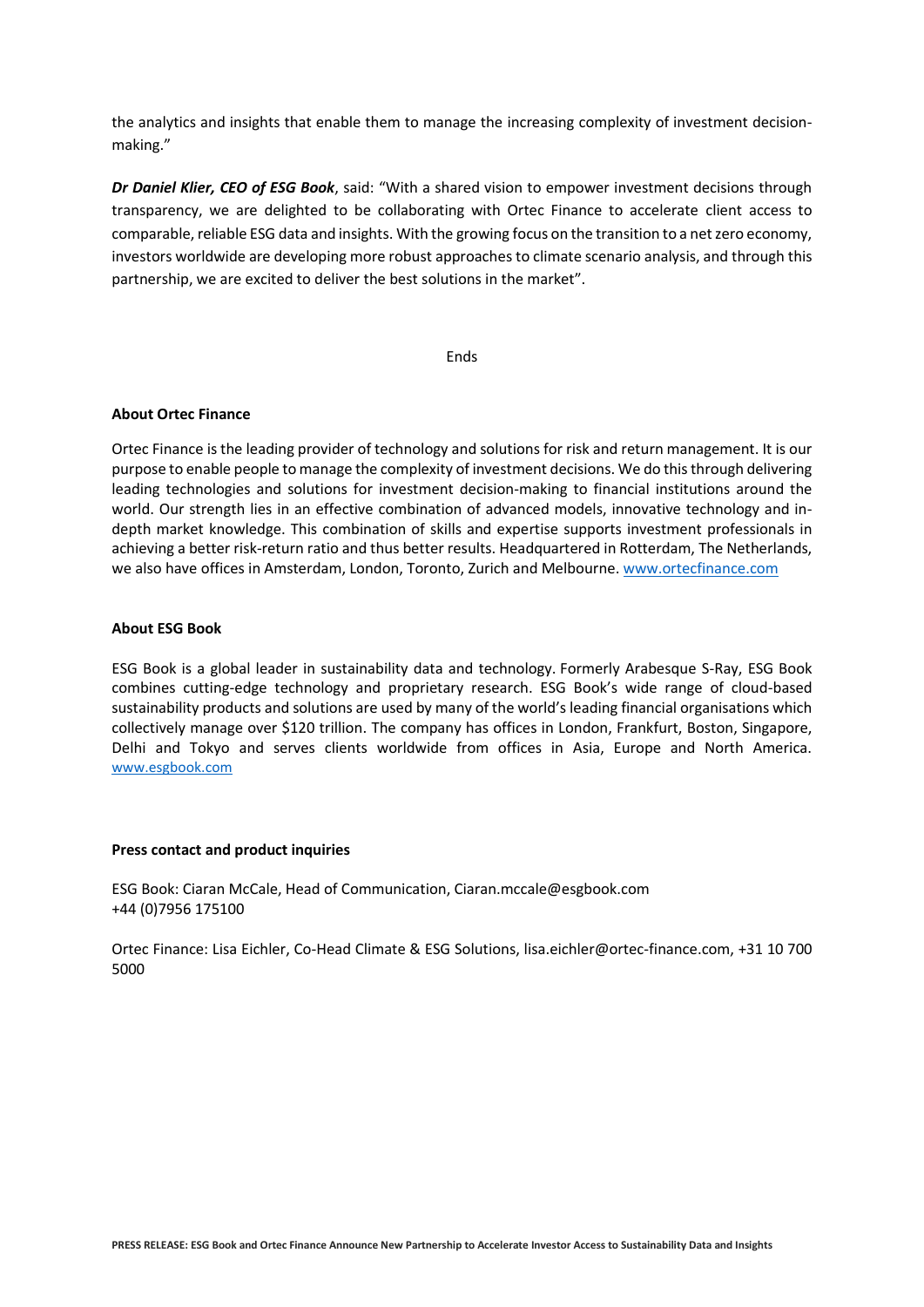the analytics and insights that enable them to manage the increasing complexity of investment decision-making."

***Dr Daniel Klier, CEO of ESG Book***, said: "With a shared vision to empower investment decisions through transparency, we are delighted to be collaborating with Ortec Finance to accelerate client access to comparable, reliable ESG data and insights. With the growing focus on the transition to a net zero economy, investors worldwide are developing more robust approaches to climate scenario analysis, and through this partnership, we are excited to deliver the best solutions in the market".

Ends

**About Ortec Finance**

Ortec Finance is the leading provider of technology and solutions for risk and return management. It is our purpose to enable people to manage the complexity of investment decisions. We do this through delivering leading technologies and solutions for investment decision-making to financial institutions around the world. Our strength lies in an effective combination of advanced models, innovative technology and in-depth market knowledge. This combination of skills and expertise supports investment professionals in achieving a better risk-return ratio and thus better results. Headquartered in Rotterdam, The Netherlands, we also have offices in Amsterdam, London, Toronto, Zurich and Melbourne. www.ortecfinance.com

**About ESG Book**

ESG Book is a global leader in sustainability data and technology. Formerly Arabesque S-Ray, ESG Book combines cutting-edge technology and proprietary research. ESG Book's wide range of cloud-based sustainability products and solutions are used by many of the world's leading financial organisations which collectively manage over $120 trillion. The company has offices in London, Frankfurt, Boston, Singapore, Delhi and Tokyo and serves clients worldwide from offices in Asia, Europe and North America. www.esgbook.com

**Press contact and product inquiries**

ESG Book: Ciaran McCale, Head of Communication, Ciaran.mccale@esgbook.com
+44 (0)7956 175100

Ortec Finance: Lisa Eichler, Co-Head Climate & ESG Solutions, lisa.eichler@ortec-finance.com, +31 10 700 5000